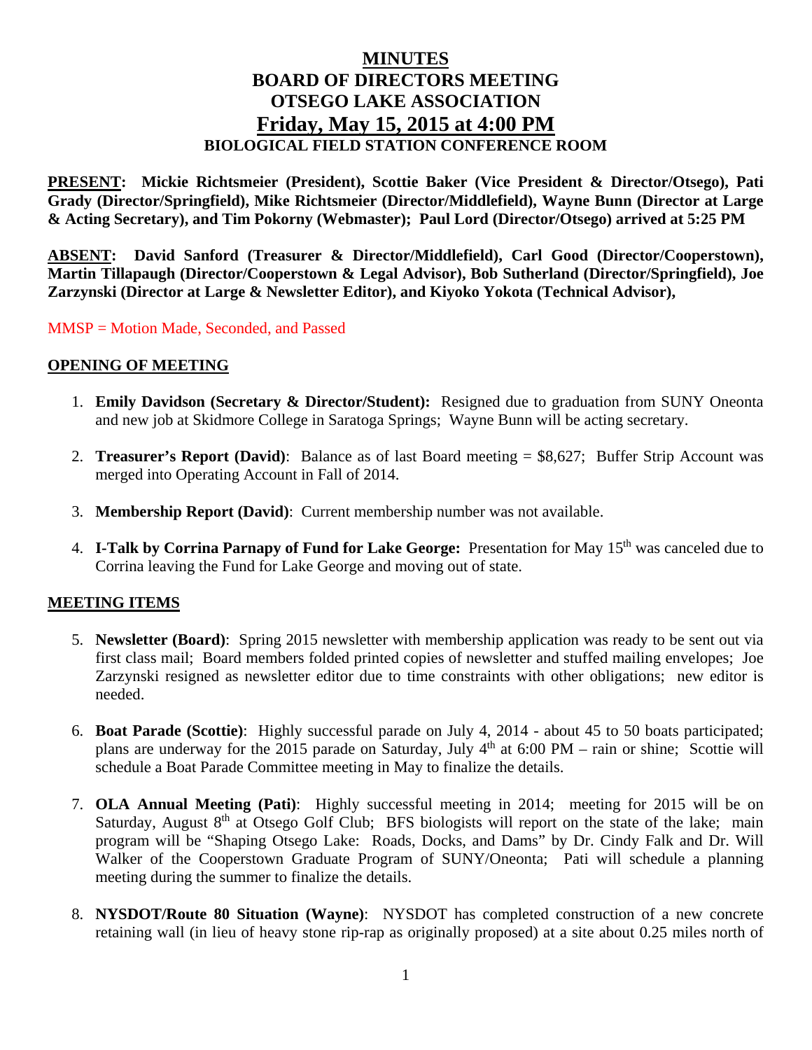# MINUTES
# BOARD OF DIRECTORS MEETING
# OTSEGO LAKE ASSOCIATION
## Friday, May 15, 2015 at 4:00 PM
### BIOLOGICAL FIELD STATION CONFERENCE ROOM

**PRESENT: Mickie Richtsmeier (President), Scottie Baker (Vice President & Director/Otsego), Pati Grady (Director/Springfield), Mike Richtsmeier (Director/Middlefield), Wayne Bunn (Director at Large & Acting Secretary), and Tim Pokorny (Webmaster); Paul Lord (Director/Otsego) arrived at 5:25 PM**

**ABSENT: David Sanford (Treasurer & Director/Middlefield), Carl Good (Director/Cooperstown), Martin Tillapaugh (Director/Cooperstown & Legal Advisor), Bob Sutherland (Director/Springfield), Joe Zarzynski (Director at Large & Newsletter Editor), and Kiyoko Yokota (Technical Advisor),**

MMSP = Motion Made, Seconded, and Passed

## OPENING OF MEETING

1. **Emily Davidson (Secretary & Director/Student):** Resigned due to graduation from SUNY Oneonta and new job at Skidmore College in Saratoga Springs; Wayne Bunn will be acting secretary.
2. **Treasurer's Report (David)**: Balance as of last Board meeting = $8,627; Buffer Strip Account was merged into Operating Account in Fall of 2014.
3. **Membership Report (David)**: Current membership number was not available.
4. **I-Talk by Corrina Parnapy of Fund for Lake George:** Presentation for May 15th was canceled due to Corrina leaving the Fund for Lake George and moving out of state.

## MEETING ITEMS

5. **Newsletter (Board)**: Spring 2015 newsletter with membership application was ready to be sent out via first class mail; Board members folded printed copies of newsletter and stuffed mailing envelopes; Joe Zarzynski resigned as newsletter editor due to time constraints with other obligations; new editor is needed.
6. **Boat Parade (Scottie)**: Highly successful parade on July 4, 2014 - about 45 to 50 boats participated; plans are underway for the 2015 parade on Saturday, July 4th at 6:00 PM – rain or shine; Scottie will schedule a Boat Parade Committee meeting in May to finalize the details.
7. **OLA Annual Meeting (Pati)**: Highly successful meeting in 2014; meeting for 2015 will be on Saturday, August 8th at Otsego Golf Club; BFS biologists will report on the state of the lake; main program will be "Shaping Otsego Lake: Roads, Docks, and Dams" by Dr. Cindy Falk and Dr. Will Walker of the Cooperstown Graduate Program of SUNY/Oneonta; Pati will schedule a planning meeting during the summer to finalize the details.
8. **NYSDOT/Route 80 Situation (Wayne)**: NYSDOT has completed construction of a new concrete retaining wall (in lieu of heavy stone rip-rap as originally proposed) at a site about 0.25 miles north of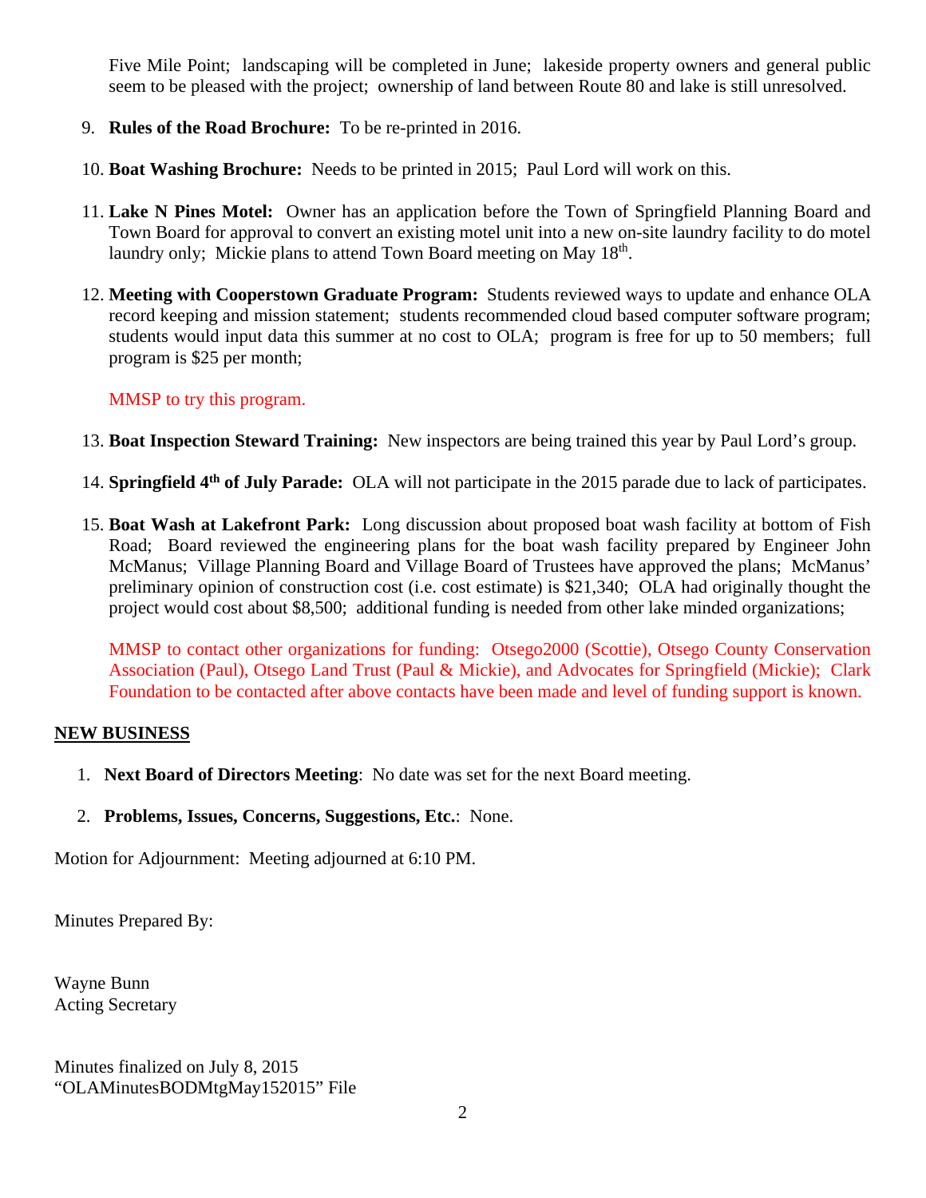Five Mile Point; landscaping will be completed in June; lakeside property owners and general public seem to be pleased with the project; ownership of land between Route 80 and lake is still unresolved.

9. **Rules of the Road Brochure:** To be re-printed in 2016.

10. **Boat Washing Brochure:** Needs to be printed in 2015; Paul Lord will work on this.

11. **Lake N Pines Motel:** Owner has an application before the Town of Springfield Planning Board and Town Board for approval to convert an existing motel unit into a new on-site laundry facility to do motel laundry only; Mickie plans to attend Town Board meeting on May 18th.

12. **Meeting with Cooperstown Graduate Program:** Students reviewed ways to update and enhance OLA record keeping and mission statement; students recommended cloud based computer software program; students would input data this summer at no cost to OLA; program is free for up to 50 members; full program is $25 per month;

    MMSP to try this program.

13. **Boat Inspection Steward Training:** New inspectors are being trained this year by Paul Lord's group.

14. **Springfield 4th of July Parade:** OLA will not participate in the 2015 parade due to lack of participates.

15. **Boat Wash at Lakefront Park:** Long discussion about proposed boat wash facility at bottom of Fish Road; Board reviewed the engineering plans for the boat wash facility prepared by Engineer John McManus; Village Planning Board and Village Board of Trustees have approved the plans; McManus' preliminary opinion of construction cost (i.e. cost estimate) is $21,340; OLA had originally thought the project would cost about $8,500; additional funding is needed from other lake minded organizations;

    MMSP to contact other organizations for funding: Otsego2000 (Scottie), Otsego County Conservation Association (Paul), Otsego Land Trust (Paul & Mickie), and Advocates for Springfield (Mickie); Clark Foundation to be contacted after above contacts have been made and level of funding support is known.

## NEW BUSINESS

1. **Next Board of Directors Meeting**: No date was set for the next Board meeting.

2. **Problems, Issues, Concerns, Suggestions, Etc.**: None.

Motion for Adjournment: Meeting adjourned at 6:10 PM.

Minutes Prepared By:

Wayne Bunn
Acting Secretary

Minutes finalized on July 8, 2015
"OLAMinutesBODMtgMay152015" File